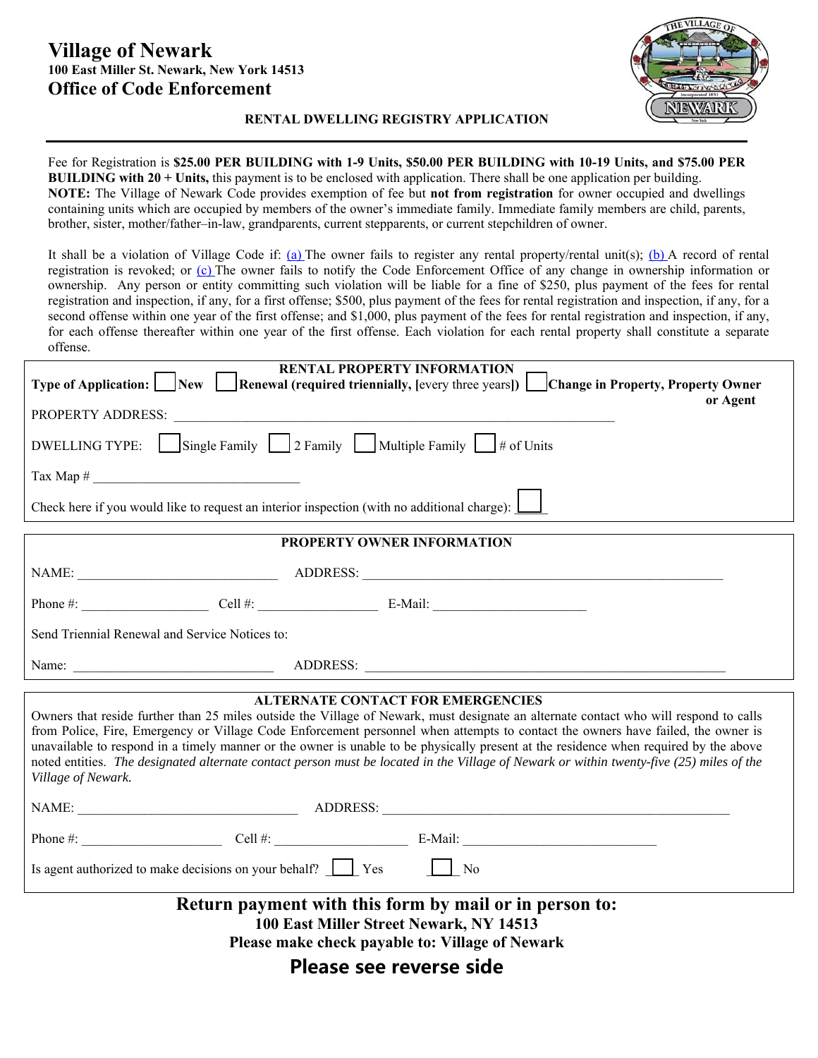# Village of Newark

**100 East Miller St. Newark, New York 14513**

## Office of Code Enforcement

**RENTAL DWELLING REGISTRY APPLICATION**

---

Fee for Registration is **$25.00 PER BUILDING with 1-9 Units, $50.00 PER BUILDING with 10-19 Units, and $75.00 PER BUILDING with 20 + Units,** this payment is to be enclosed with application. There shall be one application per building.
**NOTE:** The Village of Newark Code provides exemption of fee but **not from registration** for owner occupied and dwellings containing units which are occupied by members of the owner's immediate family. Immediate family members are child, parents, brother, sister, mother/father–in-law, grandparents, current stepparents, or current stepchildren of owner.

It shall be a violation of Village Code if: (a) The owner fails to register any rental property/rental unit(s); (b) A record of rental registration is revoked; or (c) The owner fails to notify the Code Enforcement Office of any change in ownership information or ownership. Any person or entity committing such violation will be liable for a fine of $250, plus payment of the fees for rental registration and inspection, if any, for a first offense; $500, plus payment of the fees for rental registration and inspection, if any, for a second offense within one year of the first offense; and $1,000, plus payment of the fees for rental registration and inspection, if any, for each offense thereafter within one year of the first offense. Each violation for each rental property shall constitute a separate offense.

### RENTAL PROPERTY INFORMATION

**Type of Application:** ☐ **New** ☐ **Renewal (required triennially, [**every three years**])** ☐ **Change in Property, Property Owner or Agent**

PROPERTY ADDRESS: ______________________________________________________________

DWELLING TYPE: ☐ Single Family ☐ 2 Family ☐ Multiple Family ☐ # of Units

Tax Map # ______________________________

Check here if you would like to request an interior inspection (with no additional charge): ☐

### PROPERTY OWNER INFORMATION

NAME: ______________________________ ADDRESS: ____________________________________________________

Phone #: __________________ Cell #: _________________ E-Mail: ______________________

Send Triennial Renewal and Service Notices to:

Name: ______________________________ ADDRESS: ____________________________________________________

### ALTERNATE CONTACT FOR EMERGENCIES

Owners that reside further than 25 miles outside the Village of Newark, must designate an alternate contact who will respond to calls from Police, Fire, Emergency or Village Code Enforcement personnel when attempts to contact the owners have failed, the owner is unavailable to respond in a timely manner or the owner is unable to be physically present at the residence when required by the above noted entities. *The designated alternate contact person must be located in the Village of Newark or within twenty-five (25) miles of the Village of Newark.*

NAME: _________________________________ ADDRESS: ____________________________________________________

Phone #: ____________________ Cell #: ___________________ E-Mail: ____________________________

Is agent authorized to make decisions on your behalf? ☐ Yes ☐ No

**Return payment with this form by mail or in person to:**
**100 East Miller Street Newark, NY 14513**
**Please make check payable to: Village of Newark**

**Please see reverse side**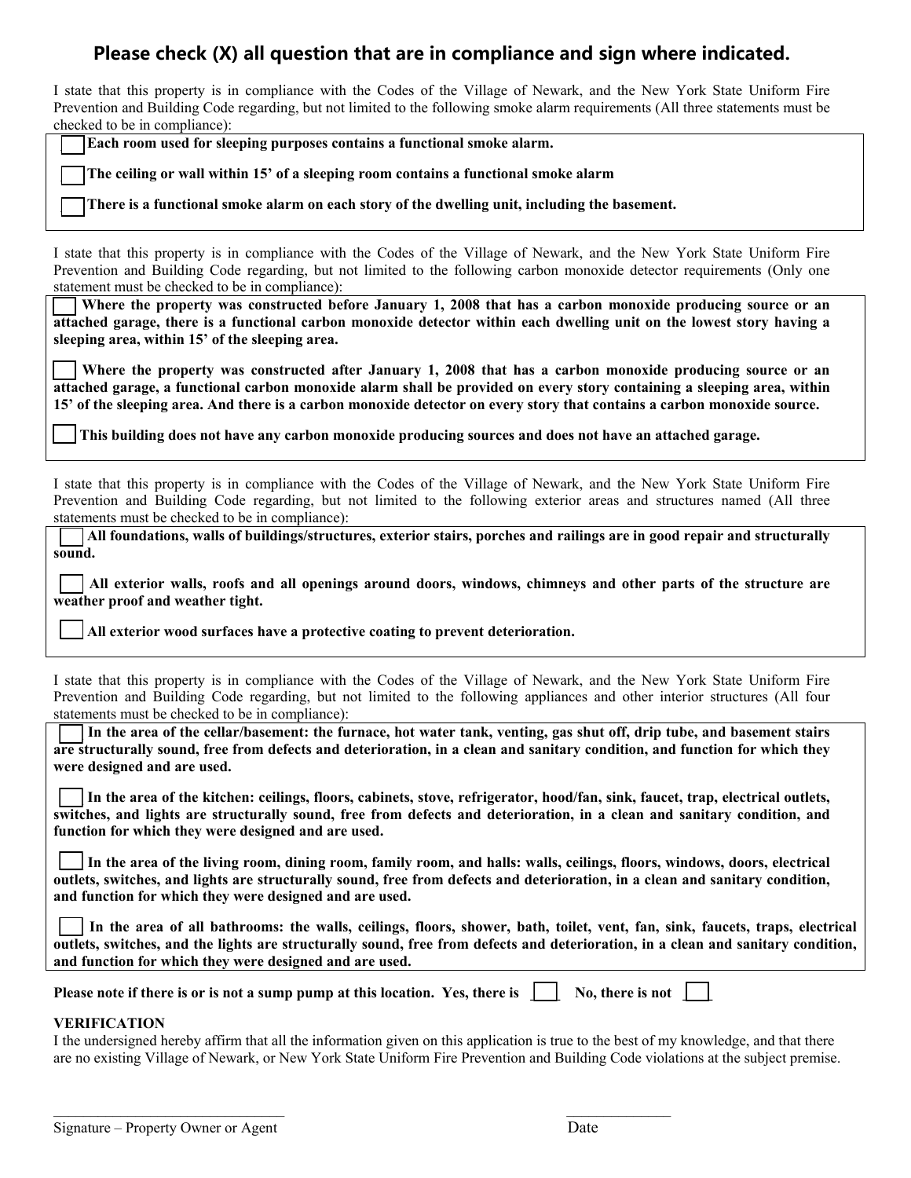## Please check (X) all question that are in compliance and sign where indicated.

I state that this property is in compliance with the Codes of the Village of Newark, and the New York State Uniform Fire Prevention and Building Code regarding, but not limited to the following smoke alarm requirements (All three statements must be checked to be in compliance):

- [ ] **Each room used for sleeping purposes contains a functional smoke alarm.**
- [ ] **The ceiling or wall within 15' of a sleeping room contains a functional smoke alarm**
- [ ] **There is a functional smoke alarm on each story of the dwelling unit, including the basement.**

I state that this property is in compliance with the Codes of the Village of Newark, and the New York State Uniform Fire Prevention and Building Code regarding, but not limited to the following carbon monoxide detector requirements (Only one statement must be checked to be in compliance):

- [ ] **Where the property was constructed before January 1, 2008 that has a carbon monoxide producing source or an attached garage, there is a functional carbon monoxide detector within each dwelling unit on the lowest story having a sleeping area, within 15' of the sleeping area.**
- [ ] **Where the property was constructed after January 1, 2008 that has a carbon monoxide producing source or an attached garage, a functional carbon monoxide alarm shall be provided on every story containing a sleeping area, within 15' of the sleeping area. And there is a carbon monoxide detector on every story that contains a carbon monoxide source.**
- [ ] **This building does not have any carbon monoxide producing sources and does not have an attached garage.**

I state that this property is in compliance with the Codes of the Village of Newark, and the New York State Uniform Fire Prevention and Building Code regarding, but not limited to the following exterior areas and structures named (All three statements must be checked to be in compliance):

- [ ] **All foundations, walls of buildings/structures, exterior stairs, porches and railings are in good repair and structurally sound.**
- [ ] **All exterior walls, roofs and all openings around doors, windows, chimneys and other parts of the structure are weather proof and weather tight.**
- [ ] **All exterior wood surfaces have a protective coating to prevent deterioration.**

I state that this property is in compliance with the Codes of the Village of Newark, and the New York State Uniform Fire Prevention and Building Code regarding, but not limited to the following appliances and other interior structures (All four statements must be checked to be in compliance):

- [ ] **In the area of the cellar/basement: the furnace, hot water tank, venting, gas shut off, drip tube, and basement stairs are structurally sound, free from defects and deterioration, in a clean and sanitary condition, and function for which they were designed and are used.**
- [ ] **In the area of the kitchen: ceilings, floors, cabinets, stove, refrigerator, hood/fan, sink, faucet, trap, electrical outlets, switches, and lights are structurally sound, free from defects and deterioration, in a clean and sanitary condition, and function for which they were designed and are used.**
- [ ] **In the area of the living room, dining room, family room, and halls: walls, ceilings, floors, windows, doors, electrical outlets, switches, and lights are structurally sound, free from defects and deterioration, in a clean and sanitary condition, and function for which they were designed and are used.**
- [ ] **In the area of all bathrooms: the walls, ceilings, floors, shower, bath, toilet, vent, fan, sink, faucets, traps, electrical outlets, switches, and the lights are structurally sound, free from defects and deterioration, in a clean and sanitary condition, and function for which they were designed and are used.**

**Please note if there is or is not a sump pump at this location. Yes, there is [ ] No, there is not [ ]**

**VERIFICATION**

I the undersigned hereby affirm that all the information given on this application is true to the best of my knowledge, and that there are no existing Village of Newark, or New York State Uniform Fire Prevention and Building Code violations at the subject premise.

______________________________ ______________

Signature – Property Owner or Agent Date